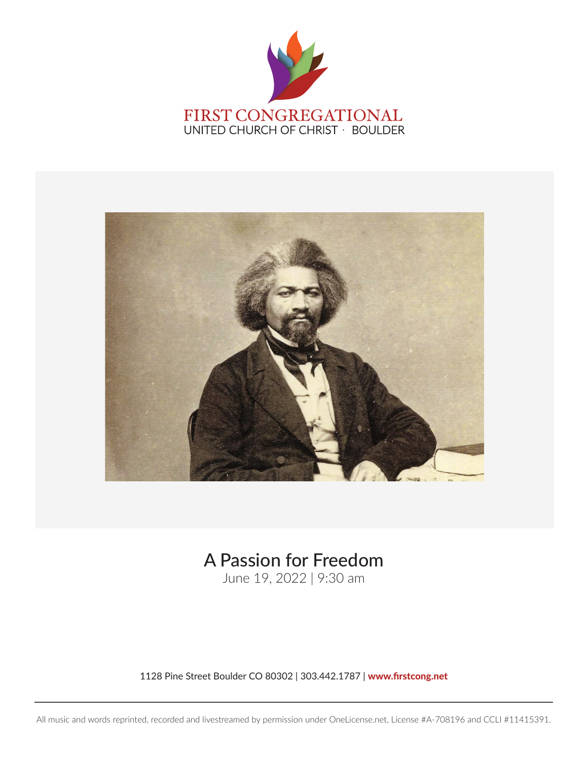FIRST CONGREGATIONAL
UNITED CHURCH OF CHRIST · BOULDER

# A Passion for Freedom

June 19, 2022 | 9:30 am

1128 Pine Street Boulder CO 80302 | 303.442.1787 | **www.firstcong.net**

All music and words reprinted, recorded and livestreamed by permission under OneLicense.net, License #A-708196 and CCLI #11415391.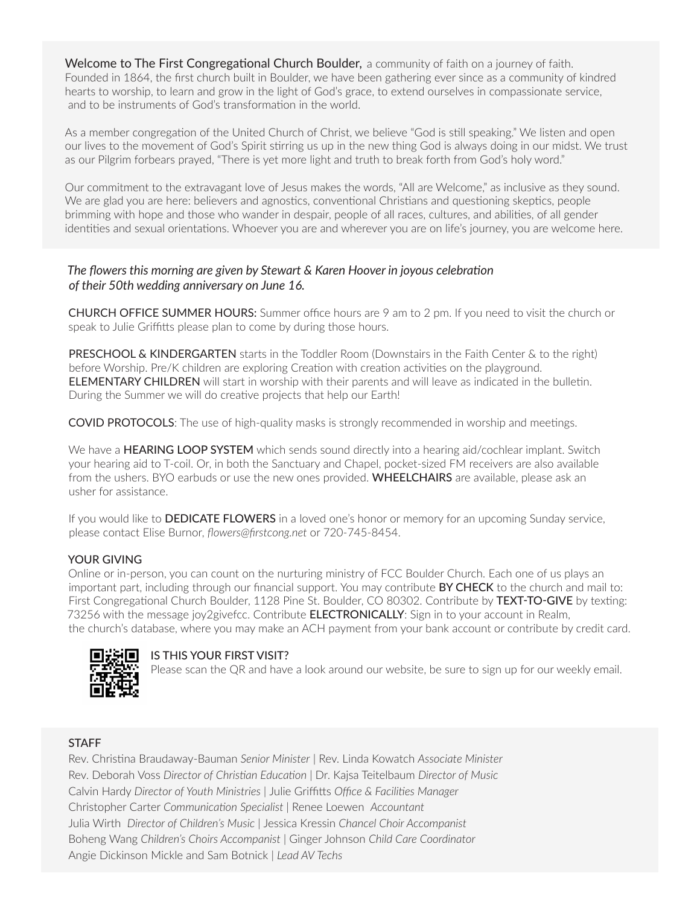**Welcome to The First Congregational Church Boulder,** a community of faith on a journey of faith. Founded in 1864, the first church built in Boulder, we have been gathering ever since as a community of kindred hearts to worship, to learn and grow in the light of God's grace, to extend ourselves in compassionate service, and to be instruments of God's transformation in the world.

As a member congregation of the United Church of Christ, we believe "God is still speaking." We listen and open our lives to the movement of God's Spirit stirring us up in the new thing God is always doing in our midst. We trust as our Pilgrim forbears prayed, "There is yet more light and truth to break forth from God's holy word."

Our commitment to the extravagant love of Jesus makes the words, "All are Welcome," as inclusive as they sound. We are glad you are here: believers and agnostics, conventional Christians and questioning skeptics, people brimming with hope and those who wander in despair, people of all races, cultures, and abilities, of all gender identities and sexual orientations. Whoever you are and wherever you are on life's journey, you are welcome here.

*The flowers this morning are given by Stewart & Karen Hoover in joyous celebration of their 50th wedding anniversary on June 16.*

**CHURCH OFFICE SUMMER HOURS:** Summer office hours are 9 am to 2 pm. If you need to visit the church or speak to Julie Griffitts please plan to come by during those hours.

**PRESCHOOL & KINDERGARTEN** starts in the Toddler Room (Downstairs in the Faith Center & to the right) before Worship. Pre/K children are exploring Creation with creation activities on the playground. **ELEMENTARY CHILDREN** will start in worship with their parents and will leave as indicated in the bulletin. During the Summer we will do creative projects that help our Earth!

**COVID PROTOCOLS**: The use of high-quality masks is strongly recommended in worship and meetings.

We have a **HEARING LOOP SYSTEM** which sends sound directly into a hearing aid/cochlear implant. Switch your hearing aid to T-coil. Or, in both the Sanctuary and Chapel, pocket-sized FM receivers are also available from the ushers. BYO earbuds or use the new ones provided. **WHEELCHAIRS** are available, please ask an usher for assistance.

If you would like to **DEDICATE FLOWERS** in a loved one's honor or memory for an upcoming Sunday service, please contact Elise Burnor, *flowers@firstcong.net* or 720-745-8454.

**YOUR GIVING**

Online or in-person, you can count on the nurturing ministry of FCC Boulder Church. Each one of us plays an important part, including through our financial support. You may contribute **BY CHECK** to the church and mail to: First Congregational Church Boulder, 1128 Pine St. Boulder, CO 80302. Contribute by **TEXT-TO-GIVE** by texting: 73256 with the message joy2givefcc. Contribute **ELECTRONICALLY**: Sign in to your account in Realm, the church's database, where you may make an ACH payment from your bank account or contribute by credit card.

**IS THIS YOUR FIRST VISIT?**

Please scan the QR and have a look around our website, be sure to sign up for our weekly email.

**STAFF**

Rev. Christina Braudaway-Bauman *Senior Minister* | Rev. Linda Kowatch *Associate Minister*
Rev. Deborah Voss *Director of Christian Education* | Dr. Kajsa Teitelbaum *Director of Music*
Calvin Hardy *Director of Youth Ministries* | Julie Griffitts *Office & Facilities Manager*
Christopher Carter *Communication Specialist* | Renee Loewen *Accountant*
Julia Wirth *Director of Children's Music* | Jessica Kressin *Chancel Choir Accompanist*
Boheng Wang *Children's Choirs Accompanist* | Ginger Johnson *Child Care Coordinator*
Angie Dickinson Mickle and Sam Botnick | *Lead AV Techs*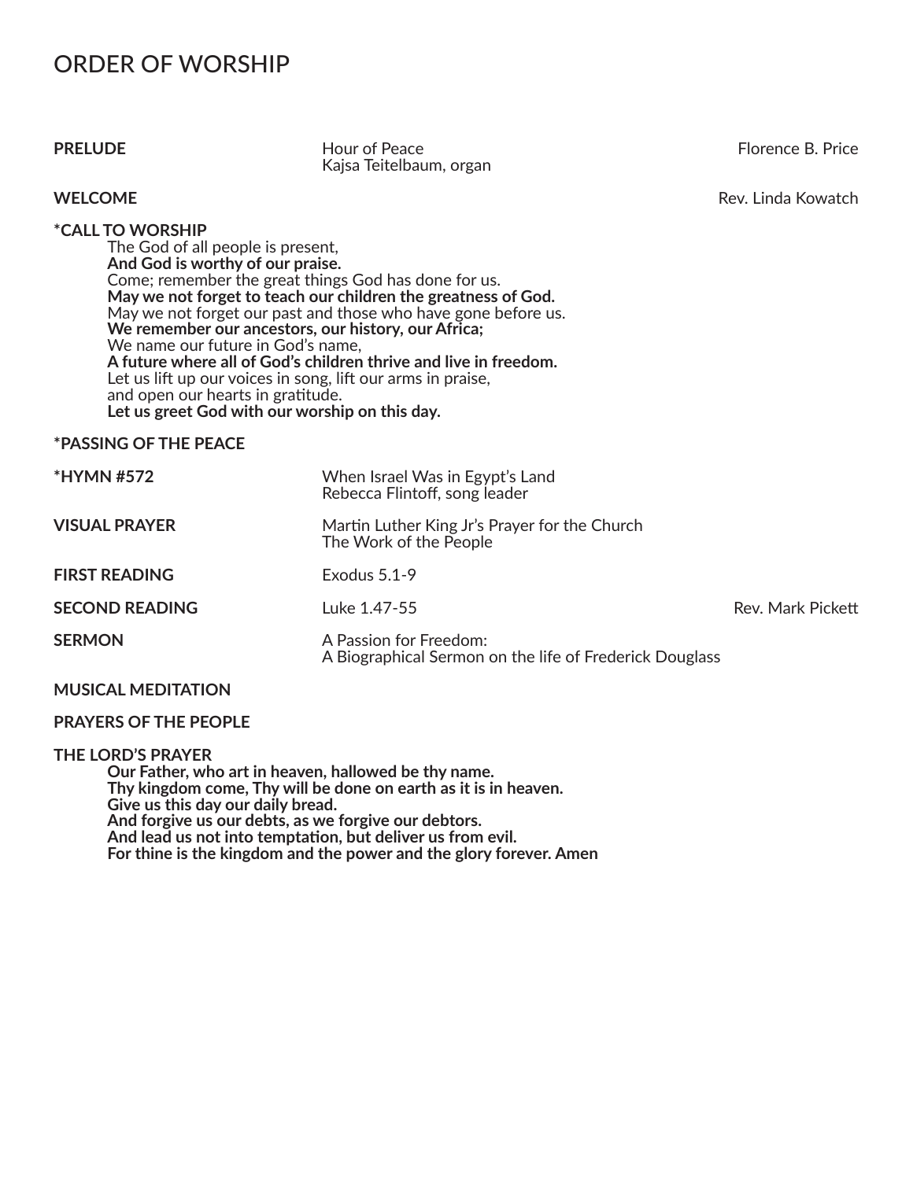# ORDER OF WORSHIP

**PRELUDE** Hour of Peace — Florence B. Price
Kajsa Teitelbaum, organ

**WELCOME** — Rev. Linda Kowatch

**\*CALL TO WORSHIP**

The God of all people is present,
**And God is worthy of our praise.**
Come; remember the great things God has done for us.
**May we not forget to teach our children the greatness of God.**
May we not forget our past and those who have gone before us.
**We remember our ancestors, our history, our Africa;**
We name our future in God's name,
**A future where all of God's children thrive and live in freedom.**
Let us lift up our voices in song, lift our arms in praise,
and open our hearts in gratitude.
**Let us greet God with our worship on this day.**

**\*PASSING OF THE PEACE**

**\*HYMN #572** When Israel Was in Egypt's Land
Rebecca Flintoff, song leader

**VISUAL PRAYER** Martin Luther King Jr's Prayer for the Church
The Work of the People

**FIRST READING** Exodus 5.1-9

**SECOND READING** Luke 1.47-55 — Rev. Mark Pickett

**SERMON** A Passion for Freedom:
A Biographical Sermon on the life of Frederick Douglass

**MUSICAL MEDITATION**

**PRAYERS OF THE PEOPLE**

**THE LORD'S PRAYER**

**Our Father, who art in heaven, hallowed be thy name.**
**Thy kingdom come, Thy will be done on earth as it is in heaven.**
**Give us this day our daily bread.**
**And forgive us our debts, as we forgive our debtors.**
**And lead us not into temptation, but deliver us from evil.**
**For thine is the kingdom and the power and the glory forever. Amen**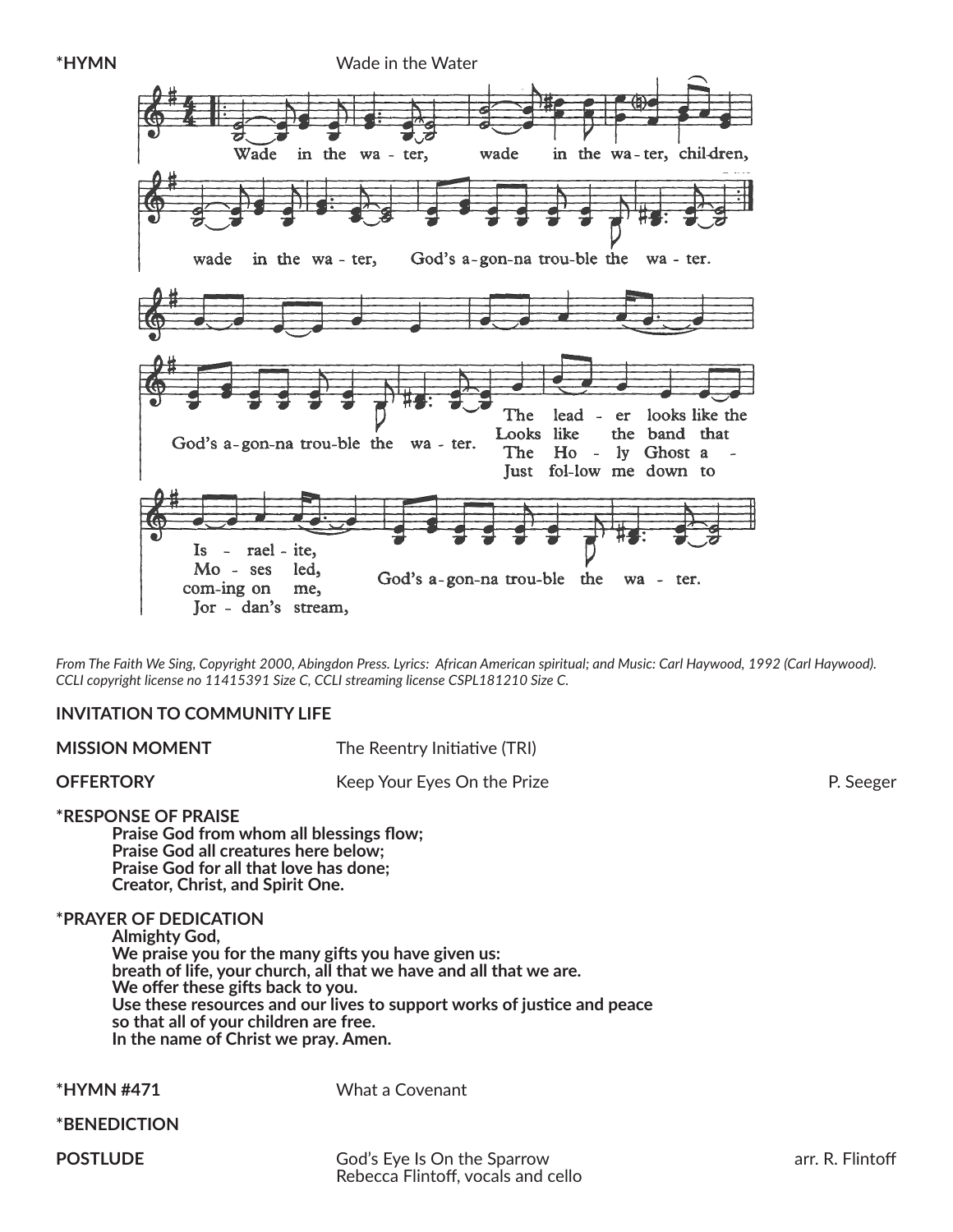**\*HYMN** Wade in the Water

Wade in the wa - ter, wade in the wa-ter, chil-dren,
wade in the wa - ter, God's a-gon-na trou-ble the wa - ter.

God's a-gon-na trou-ble the wa - ter.

The lead - er looks like the Is - rael - ite,
Looks like the band that Mo - ses led,
The Ho - ly Ghost a - com-ing on me,
Just fol-low me down to Jor - dan's stream,
God's a-gon-na trou-ble the wa - ter.

*From The Faith We Sing, Copyright 2000, Abingdon Press. Lyrics: African American spiritual; and Music: Carl Haywood, 1992 (Carl Haywood). CCLI copyright license no 11415391 Size C, CCLI streaming license CSPL181210 Size C.*

**INVITATION TO COMMUNITY LIFE**

**MISSION MOMENT** The Reentry Initiative (TRI)

**OFFERTORY** Keep Your Eyes On the Prize P. Seeger

**\*RESPONSE OF PRAISE**

**Praise God from whom all blessings flow;**
**Praise God all creatures here below;**
**Praise God for all that love has done;**
**Creator, Christ, and Spirit One.**

**\*PRAYER OF DEDICATION**

**Almighty God,**
**We praise you for the many gifts you have given us:**
**breath of life, your church, all that we have and all that we are.**
**We offer these gifts back to you.**
**Use these resources and our lives to support works of justice and peace**
**so that all of your children are free.**
**In the name of Christ we pray. Amen.**

**\*HYMN #471** What a Covenant

**\*BENEDICTION**

**POSTLUDE** God's Eye Is On the Sparrow arr. R. Flintoff
Rebecca Flintoff, vocals and cello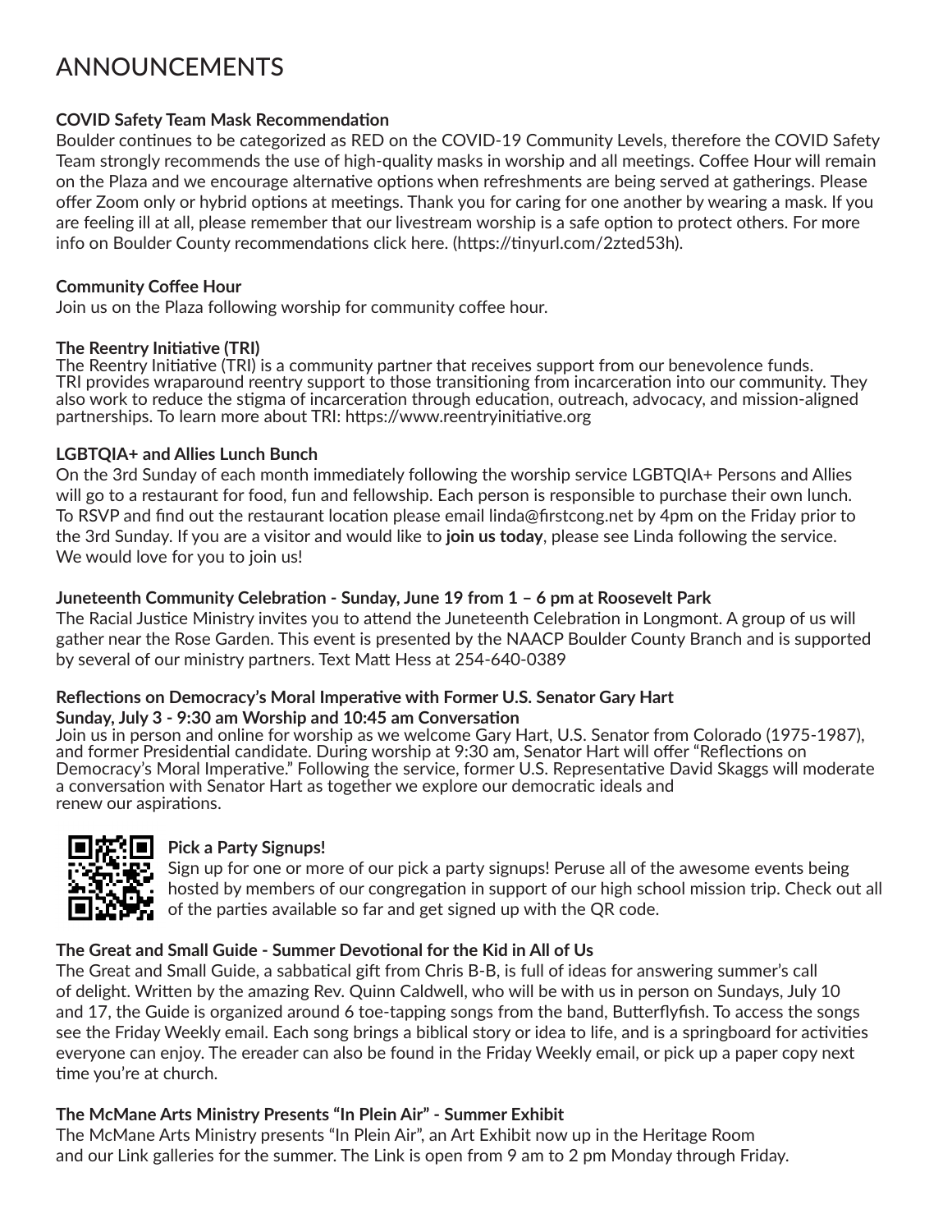# ANNOUNCEMENTS

**COVID Safety Team Mask Recommendation**
Boulder continues to be categorized as RED on the COVID-19 Community Levels, therefore the COVID Safety Team strongly recommends the use of high-quality masks in worship and all meetings. Coffee Hour will remain on the Plaza and we encourage alternative options when refreshments are being served at gatherings. Please offer Zoom only or hybrid options at meetings. Thank you for caring for one another by wearing a mask. If you are feeling ill at all, please remember that our livestream worship is a safe option to protect others. For more info on Boulder County recommendations click here. (https://tinyurl.com/2zted53h).

**Community Coffee Hour**
Join us on the Plaza following worship for community coffee hour.

**The Reentry Initiative (TRI)**
The Reentry Initiative (TRI) is a community partner that receives support from our benevolence funds. TRI provides wraparound reentry support to those transitioning from incarceration into our community. They also work to reduce the stigma of incarceration through education, outreach, advocacy, and mission-aligned partnerships. To learn more about TRI: https://www.reentryinitiative.org

**LGBTQIA+ and Allies Lunch Bunch**
On the 3rd Sunday of each month immediately following the worship service LGBTQIA+ Persons and Allies will go to a restaurant for food, fun and fellowship. Each person is responsible to purchase their own lunch. To RSVP and find out the restaurant location please email linda@firstcong.net by 4pm on the Friday prior to the 3rd Sunday. If you are a visitor and would like to **join us today**, please see Linda following the service. We would love for you to join us!

**Juneteenth Community Celebration - Sunday, June 19 from 1 – 6 pm at Roosevelt Park**
The Racial Justice Ministry invites you to attend the Juneteenth Celebration in Longmont. A group of us will gather near the Rose Garden. This event is presented by the NAACP Boulder County Branch and is supported by several of our ministry partners. Text Matt Hess at 254-640-0389

**Reflections on Democracy's Moral Imperative with Former U.S. Senator Gary Hart**
**Sunday, July 3 - 9:30 am Worship and 10:45 am Conversation**
Join us in person and online for worship as we welcome Gary Hart, U.S. Senator from Colorado (1975-1987), and former Presidential candidate. During worship at 9:30 am, Senator Hart will offer "Reflections on Democracy's Moral Imperative." Following the service, former U.S. Representative David Skaggs will moderate a conversation with Senator Hart as together we explore our democratic ideals and renew our aspirations.

**Pick a Party Signups!**
Sign up for one or more of our pick a party signups! Peruse all of the awesome events being hosted by members of our congregation in support of our high school mission trip. Check out all of the parties available so far and get signed up with the QR code.

**The Great and Small Guide - Summer Devotional for the Kid in All of Us**
The Great and Small Guide, a sabbatical gift from Chris B-B, is full of ideas for answering summer's call of delight. Written by the amazing Rev. Quinn Caldwell, who will be with us in person on Sundays, July 10 and 17, the Guide is organized around 6 toe-tapping songs from the band, Butterflyfish. To access the songs see the Friday Weekly email. Each song brings a biblical story or idea to life, and is a springboard for activities everyone can enjoy. The ereader can also be found in the Friday Weekly email, or pick up a paper copy next time you're at church.

**The McMane Arts Ministry Presents "In Plein Air" - Summer Exhibit**
The McMane Arts Ministry presents "In Plein Air", an Art Exhibit now up in the Heritage Room and our Link galleries for the summer. The Link is open from 9 am to 2 pm Monday through Friday.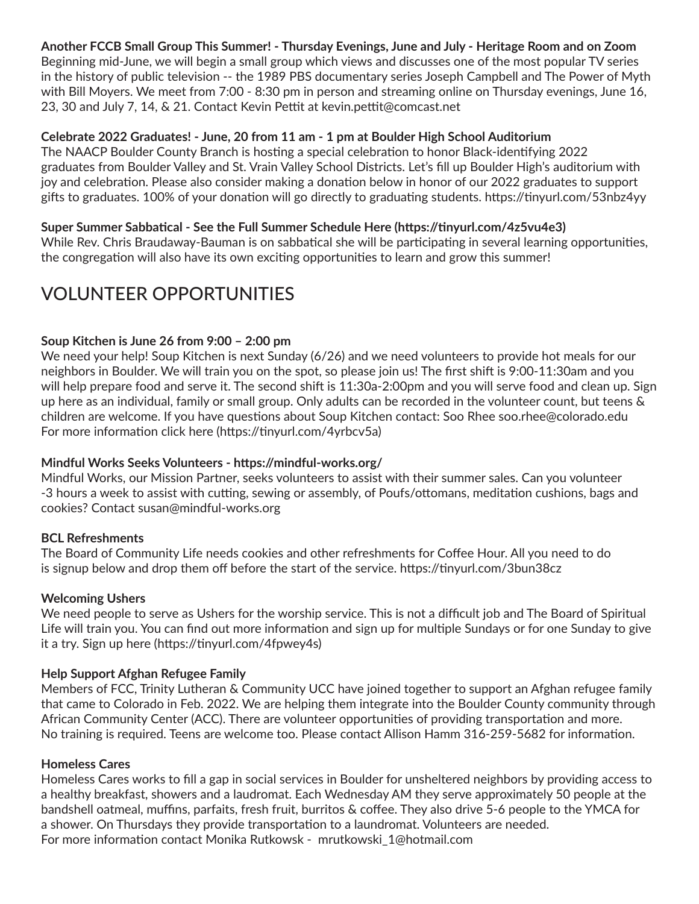**Another FCCB Small Group This Summer! - Thursday Evenings, June and July - Heritage Room and on Zoom**
Beginning mid-June, we will begin a small group which views and discusses one of the most popular TV series in the history of public television -- the 1989 PBS documentary series Joseph Campbell and The Power of Myth with Bill Moyers. We meet from 7:00 - 8:30 pm in person and streaming online on Thursday evenings, June 16, 23, 30 and July 7, 14, & 21. Contact Kevin Pettit at kevin.pettit@comcast.net

**Celebrate 2022 Graduates! - June, 20 from 11 am - 1 pm at Boulder High School Auditorium**
The NAACP Boulder County Branch is hosting a special celebration to honor Black-identifying 2022 graduates from Boulder Valley and St. Vrain Valley School Districts. Let's fill up Boulder High's auditorium with joy and celebration. Please also consider making a donation below in honor of our 2022 graduates to support gifts to graduates. 100% of your donation will go directly to graduating students. https://tinyurl.com/53nbz4yy

**Super Summer Sabbatical - See the Full Summer Schedule Here (https://tinyurl.com/4z5vu4e3)**
While Rev. Chris Braudaway-Bauman is on sabbatical she will be participating in several learning opportunities, the congregation will also have its own exciting opportunities to learn and grow this summer!

# VOLUNTEER OPPORTUNITIES

**Soup Kitchen is June 26 from 9:00 – 2:00 pm**
We need your help! Soup Kitchen is next Sunday (6/26) and we need volunteers to provide hot meals for our neighbors in Boulder. We will train you on the spot, so please join us! The first shift is 9:00-11:30am and you will help prepare food and serve it. The second shift is 11:30a-2:00pm and you will serve food and clean up. Sign up here as an individual, family or small group. Only adults can be recorded in the volunteer count, but teens & children are welcome. If you have questions about Soup Kitchen contact: Soo Rhee soo.rhee@colorado.edu
For more information click here (https://tinyurl.com/4yrbcv5a)

**Mindful Works Seeks Volunteers - https://mindful-works.org/**
Mindful Works, our Mission Partner, seeks volunteers to assist with their summer sales. Can you volunteer -3 hours a week to assist with cutting, sewing or assembly, of Poufs/ottomans, meditation cushions, bags and cookies? Contact susan@mindful-works.org

**BCL Refreshments**
The Board of Community Life needs cookies and other refreshments for Coffee Hour. All you need to do is signup below and drop them off before the start of the service. https://tinyurl.com/3bun38cz

**Welcoming Ushers**
We need people to serve as Ushers for the worship service. This is not a difficult job and The Board of Spiritual Life will train you. You can find out more information and sign up for multiple Sundays or for one Sunday to give it a try. Sign up here (https://tinyurl.com/4fpwey4s)

**Help Support Afghan Refugee Family**
Members of FCC, Trinity Lutheran & Community UCC have joined together to support an Afghan refugee family that came to Colorado in Feb. 2022. We are helping them integrate into the Boulder County community through African Community Center (ACC). There are volunteer opportunities of providing transportation and more. No training is required. Teens are welcome too. Please contact Allison Hamm 316-259-5682 for information.

**Homeless Cares**
Homeless Cares works to fill a gap in social services in Boulder for unsheltered neighbors by providing access to a healthy breakfast, showers and a laudromat. Each Wednesday AM they serve approximately 50 people at the bandshell oatmeal, muffins, parfaits, fresh fruit, burritos & coffee. They also drive 5-6 people to the YMCA for a shower. On Thursdays they provide transportation to a laundromat. Volunteers are needed.
For more information contact Monika Rutkowsk - mrutkowski_1@hotmail.com